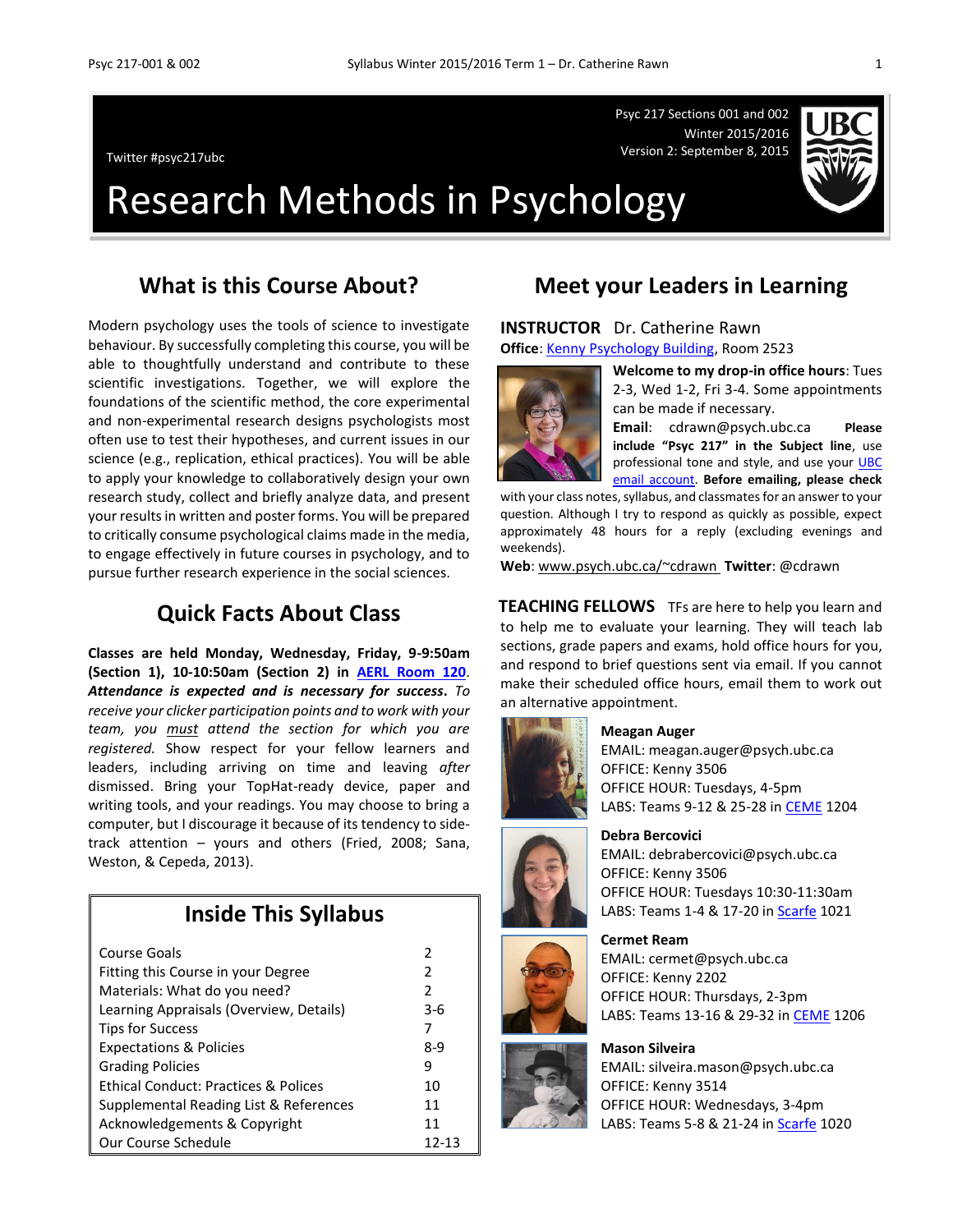Twitter #psyc217ubc

Psyc 217 Sections 001 and 002
Winter 2015/2016
Version 2: September 8, 2015

# Research Methods in Psychology

## What is this Course About?

Modern psychology uses the tools of science to investigate behaviour. By successfully completing this course, you will be able to thoughtfully understand and contribute to these scientific investigations. Together, we will explore the foundations of the scientific method, the core experimental and non-experimental research designs psychologists most often use to test their hypotheses, and current issues in our science (e.g., replication, ethical practices). You will be able to apply your knowledge to collaboratively design your own research study, collect and briefly analyze data, and present your results in written and poster forms. You will be prepared to critically consume psychological claims made in the media, to engage effectively in future courses in psychology, and to pursue further research experience in the social sciences.

## Quick Facts About Class

**Classes are held Monday, Wednesday, Friday, 9-9:50am (Section 1), 10-10:50am (Section 2) in AERL Room 120.** ***Attendance is expected and is necessary for success.*** *To receive your clicker participation points and to work with your team, you must attend the section for which you are registered.* Show respect for your fellow learners and leaders, including arriving on time and leaving *after* dismissed. Bring your TopHat-ready device, paper and writing tools, and your readings. You may choose to bring a computer, but I discourage it because of its tendency to side-track attention – yours and others (Fried, 2008; Sana, Weston, & Cepeda, 2013).

### Inside This Syllabus

| | |
|---|---|
| Course Goals | 2 |
| Fitting this Course in your Degree | 2 |
| Materials: What do you need? | 2 |
| Learning Appraisals (Overview, Details) | 3-6 |
| Tips for Success | 7 |
| Expectations & Policies | 8-9 |
| Grading Policies | 9 |
| Ethical Conduct: Practices & Polices | 10 |
| Supplemental Reading List & References | 11 |
| Acknowledgements & Copyright | 11 |
| Our Course Schedule | 12-13 |

## Meet your Leaders in Learning

**INSTRUCTOR** Dr. Catherine Rawn

**Office**: Kenny Psychology Building, Room 2523

**Welcome to my drop-in office hours**: Tues 2-3, Wed 1-2, Fri 3-4. Some appointments can be made if necessary.

**Email**: cdrawn@psych.ubc.ca **Please include "Psyc 217" in the Subject line**, use professional tone and style, and use your UBC email account. **Before emailing, please check** with your class notes, syllabus, and classmates for an answer to your question. Although I try to respond as quickly as possible, expect approximately 48 hours for a reply (excluding evenings and weekends).

**Web**: www.psych.ubc.ca/~cdrawn **Twitter**: @cdrawn

**TEACHING FELLOWS** TFs are here to help you learn and to help me to evaluate your learning. They will teach lab sections, grade papers and exams, hold office hours for you, and respond to brief questions sent via email. If you cannot make their scheduled office hours, email them to work out an alternative appointment.

**Meagan Auger**
EMAIL: meagan.auger@psych.ubc.ca
OFFICE: Kenny 3506
OFFICE HOUR: Tuesdays, 4-5pm
LABS: Teams 9-12 & 25-28 in CEME 1204

**Debra Bercovici**
EMAIL: debrabercovici@psych.ubc.ca
OFFICE: Kenny 3506
OFFICE HOUR: Tuesdays 10:30-11:30am
LABS: Teams 1-4 & 17-20 in Scarfe 1021

**Cermet Ream**
EMAIL: cermet@psych.ubc.ca
OFFICE: Kenny 2202
OFFICE HOUR: Thursdays, 2-3pm
LABS: Teams 13-16 & 29-32 in CEME 1206

**Mason Silveira**
EMAIL: silveira.mason@psych.ubc.ca
OFFICE: Kenny 3514
OFFICE HOUR: Wednesdays, 3-4pm
LABS: Teams 5-8 & 21-24 in Scarfe 1020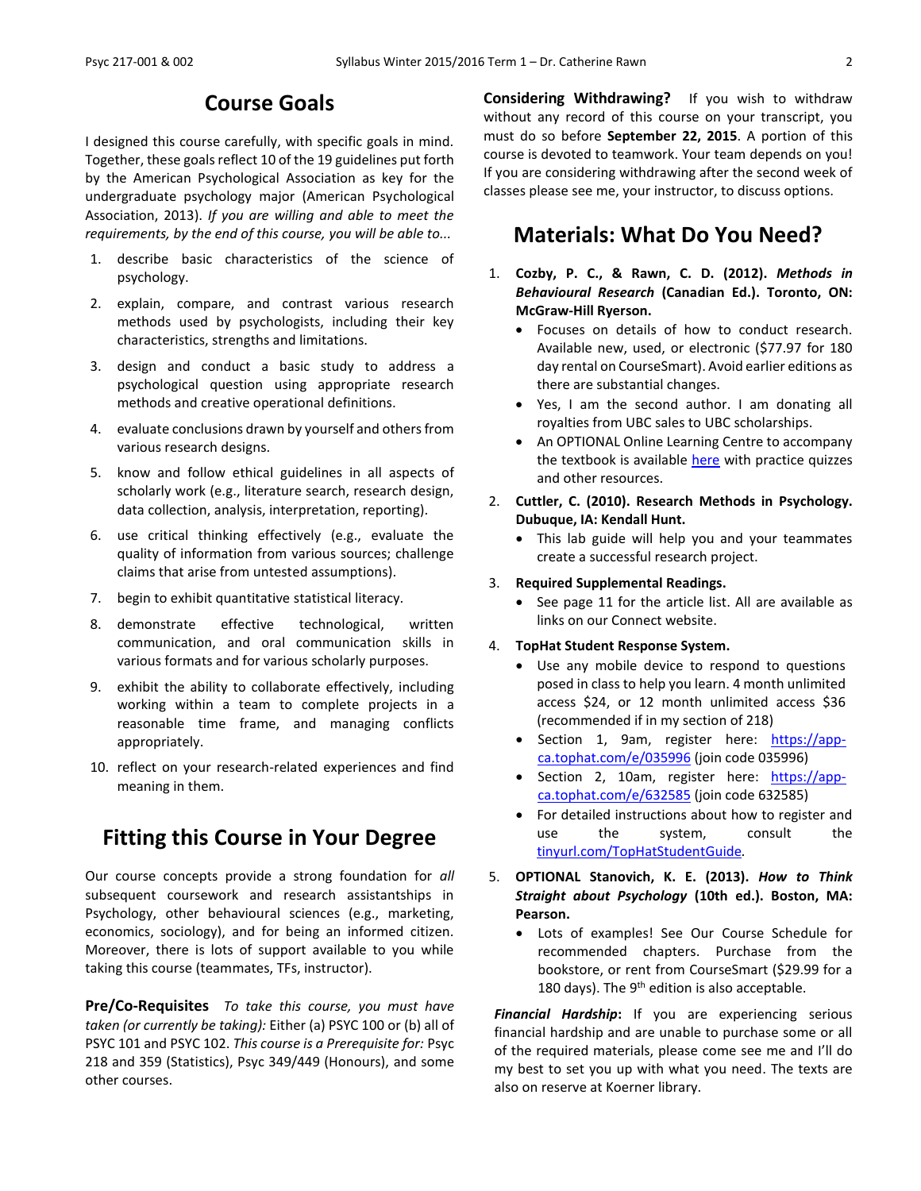## Course Goals

I designed this course carefully, with specific goals in mind. Together, these goals reflect 10 of the 19 guidelines put forth by the American Psychological Association as key for the undergraduate psychology major (American Psychological Association, 2013). *If you are willing and able to meet the requirements, by the end of this course, you will be able to...*

1. describe basic characteristics of the science of psychology.
2. explain, compare, and contrast various research methods used by psychologists, including their key characteristics, strengths and limitations.
3. design and conduct a basic study to address a psychological question using appropriate research methods and creative operational definitions.
4. evaluate conclusions drawn by yourself and others from various research designs.
5. know and follow ethical guidelines in all aspects of scholarly work (e.g., literature search, research design, data collection, analysis, interpretation, reporting).
6. use critical thinking effectively (e.g., evaluate the quality of information from various sources; challenge claims that arise from untested assumptions).
7. begin to exhibit quantitative statistical literacy.
8. demonstrate effective technological, written communication, and oral communication skills in various formats and for various scholarly purposes.
9. exhibit the ability to collaborate effectively, including working within a team to complete projects in a reasonable time frame, and managing conflicts appropriately.
10. reflect on your research-related experiences and find meaning in them.

## Fitting this Course in Your Degree

Our course concepts provide a strong foundation for *all* subsequent coursework and research assistantships in Psychology, other behavioural sciences (e.g., marketing, economics, sociology), and for being an informed citizen. Moreover, there is lots of support available to you while taking this course (teammates, TFs, instructor).

**Pre/Co-Requisites** *To take this course, you must have taken (or currently be taking):* Either (a) PSYC 100 or (b) all of PSYC 101 and PSYC 102. *This course is a Prerequisite for:* Psyc 218 and 359 (Statistics), Psyc 349/449 (Honours), and some other courses.

**Considering Withdrawing?** If you wish to withdraw without any record of this course on your transcript, you must do so before **September 22, 2015**. A portion of this course is devoted to teamwork. Your team depends on you! If you are considering withdrawing after the second week of classes please see me, your instructor, to discuss options.

## Materials: What Do You Need?

1. **Cozby, P. C., & Rawn, C. D. (2012). *Methods in Behavioural Research* (Canadian Ed.). Toronto, ON: McGraw-Hill Ryerson.**
   - Focuses on details of how to conduct research. Available new, used, or electronic ($77.97 for 180 day rental on CourseSmart). Avoid earlier editions as there are substantial changes.
   - Yes, I am the second author. I am donating all royalties from UBC sales to UBC scholarships.
   - An OPTIONAL Online Learning Centre to accompany the textbook is available here with practice quizzes and other resources.
2. **Cuttler, C. (2010). Research Methods in Psychology. Dubuque, IA: Kendall Hunt.**
   - This lab guide will help you and your teammates create a successful research project.
3. **Required Supplemental Readings.**
   - See page 11 for the article list. All are available as links on our Connect website.
4. **TopHat Student Response System.**
   - Use any mobile device to respond to questions posed in class to help you learn. 4 month unlimited access $24, or 12 month unlimited access $36 (recommended if in my section of 218)
   - Section 1, 9am, register here: https://app-ca.tophat.com/e/035996 (join code 035996)
   - Section 2, 10am, register here: https://app-ca.tophat.com/e/632585 (join code 632585)
   - For detailed instructions about how to register and use the system, consult the tinyurl.com/TopHatStudentGuide.
5. **OPTIONAL Stanovich, K. E. (2013). *How to Think Straight about Psychology* (10th ed.). Boston, MA: Pearson.**
   - Lots of examples! See Our Course Schedule for recommended chapters. Purchase from the bookstore, or rent from CourseSmart ($29.99 for a 180 days). The 9th edition is also acceptable.

***Financial Hardship*:** If you are experiencing serious financial hardship and are unable to purchase some or all of the required materials, please come see me and I'll do my best to set you up with what you need. The texts are also on reserve at Koerner library.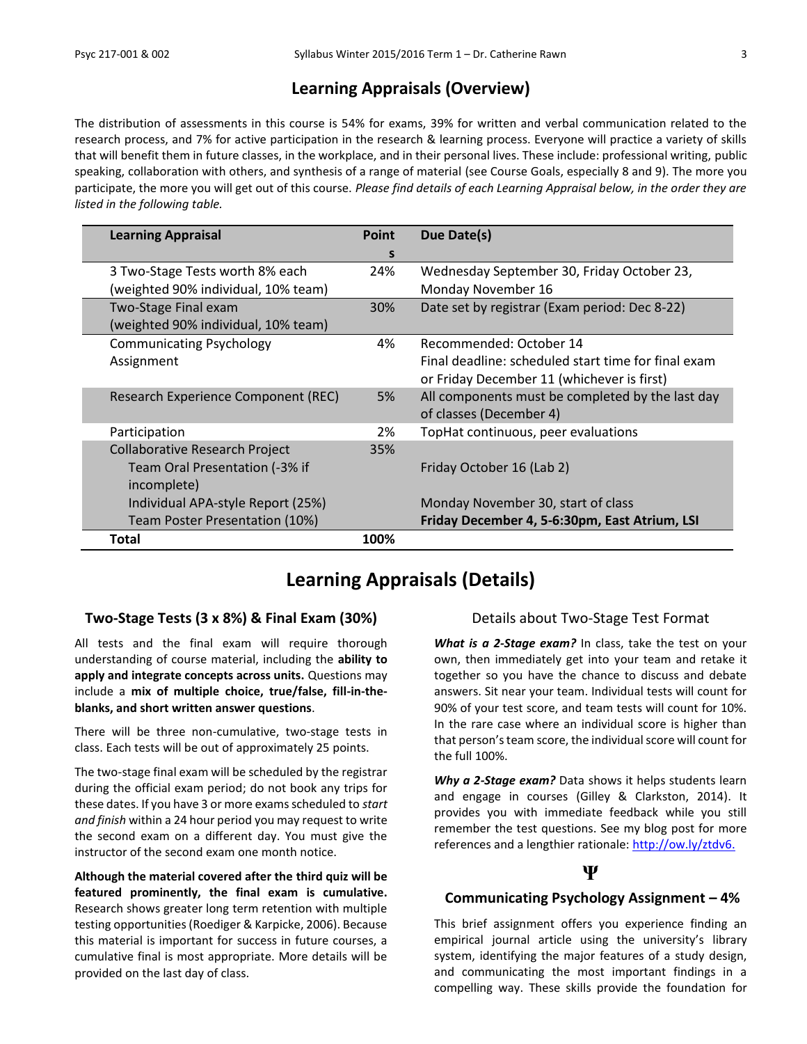## Learning Appraisals (Overview)

The distribution of assessments in this course is 54% for exams, 39% for written and verbal communication related to the research process, and 7% for active participation in the research & learning process. Everyone will practice a variety of skills that will benefit them in future classes, in the workplace, and in their personal lives. These include: professional writing, public speaking, collaboration with others, and synthesis of a range of material (see Course Goals, especially 8 and 9). The more you participate, the more you will get out of this course. *Please find details of each Learning Appraisal below, in the order they are listed in the following table.*

| Learning Appraisal | Points | Due Date(s) |
|---|---|---|
| 3 Two-Stage Tests worth 8% each (weighted 90% individual, 10% team) | 24% | Wednesday September 30, Friday October 23, Monday November 16 |
| Two-Stage Final exam (weighted 90% individual, 10% team) | 30% | Date set by registrar (Exam period: Dec 8-22) |
| Communicating Psychology Assignment | 4% | Recommended: October 14<br>Final deadline: scheduled start time for final exam or Friday December 11 (whichever is first) |
| Research Experience Component (REC) | 5% | All components must be completed by the last day of classes (December 4) |
| Participation | 2% | TopHat continuous, peer evaluations |
| Collaborative Research Project | 35% | |
| Team Oral Presentation (-3% if incomplete) | | Friday October 16 (Lab 2) |
| Individual APA-style Report (25%) | | Monday November 30, start of class |
| Team Poster Presentation (10%) | | **Friday December 4, 5-6:30pm, East Atrium, LSI** |
| **Total** | **100%** | |

## Learning Appraisals (Details)

### Two-Stage Tests (3 x 8%) & Final Exam (30%)

All tests and the final exam will require thorough understanding of course material, including the **ability to apply and integrate concepts across units.** Questions may include a **mix of multiple choice, true/false, fill-in-the-blanks, and short written answer questions**.

There will be three non-cumulative, two-stage tests in class. Each tests will be out of approximately 25 points.

The two-stage final exam will be scheduled by the registrar during the official exam period; do not book any trips for these dates. If you have 3 or more exams scheduled to *start and finish* within a 24 hour period you may request to write the second exam on a different day. You must give the instructor of the second exam one month notice.

**Although the material covered after the third quiz will be featured prominently, the final exam is cumulative.** Research shows greater long term retention with multiple testing opportunities (Roediger & Karpicke, 2006). Because this material is important for success in future courses, a cumulative final is most appropriate. More details will be provided on the last day of class.

#### Details about Two-Stage Test Format

***What is a 2-Stage exam?*** In class, take the test on your own, then immediately get into your team and retake it together so you have the chance to discuss and debate answers. Sit near your team. Individual tests will count for 90% of your test score, and team tests will count for 10%. In the rare case where an individual score is higher than that person's team score, the individual score will count for the full 100%.

***Why a 2-Stage exam?*** Data shows it helps students learn and engage in courses (Gilley & Clarkston, 2014). It provides you with immediate feedback while you still remember the test questions. See my blog post for more references and a lengthier rationale: http://ow.ly/ztdv6.

Ψ

### Communicating Psychology Assignment – 4%

This brief assignment offers you experience finding an empirical journal article using the university's library system, identifying the major features of a study design, and communicating the most important findings in a compelling way. These skills provide the foundation for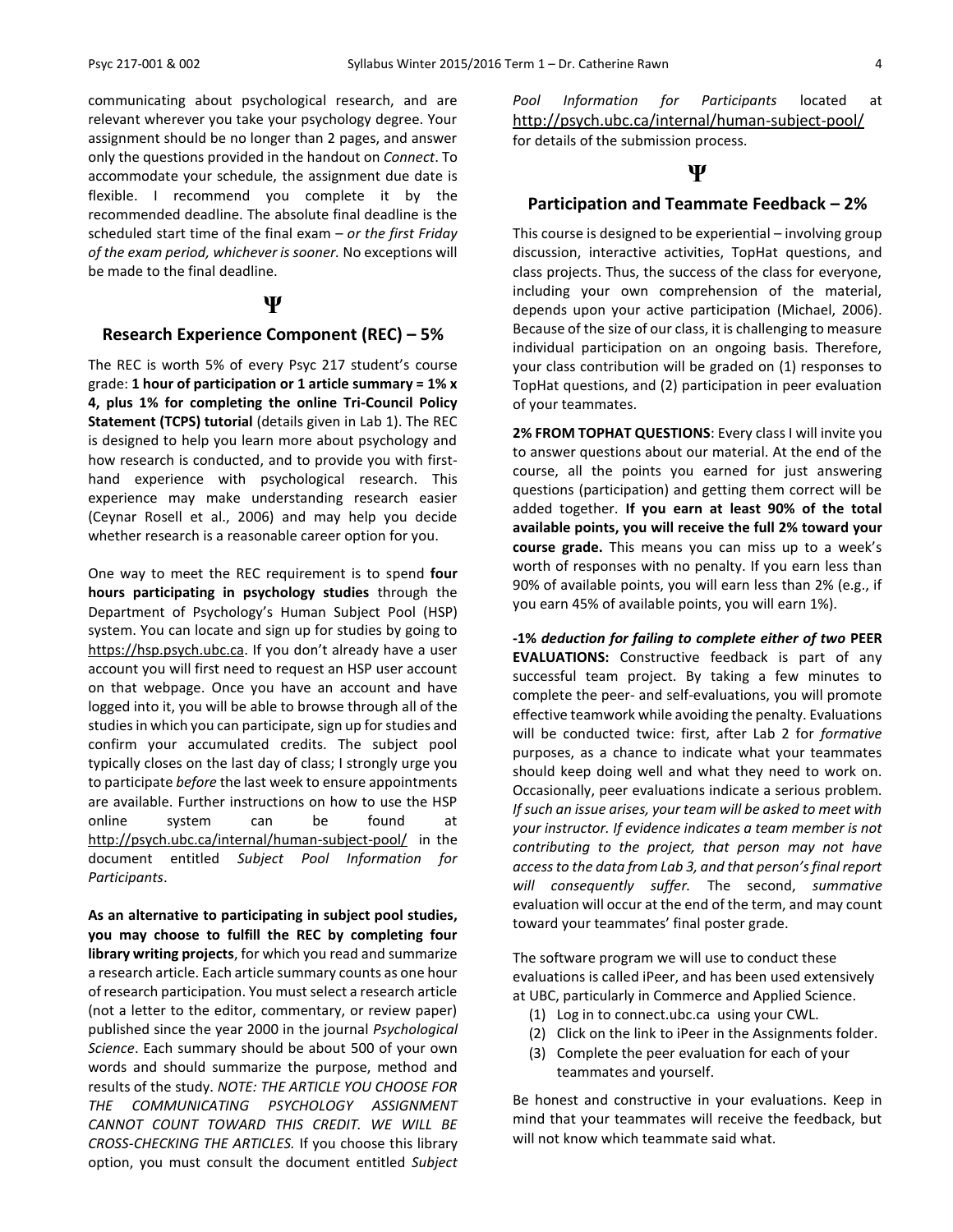communicating about psychological research, and are relevant wherever you take your psychology degree. Your assignment should be no longer than 2 pages, and answer only the questions provided in the handout on *Connect*. To accommodate your schedule, the assignment due date is flexible. I recommend you complete it by the recommended deadline. The absolute final deadline is the scheduled start time of the final exam – *or the first Friday of the exam period, whichever is sooner.* No exceptions will be made to the final deadline.

**Ψ**

## Research Experience Component (REC) – 5%

The REC is worth 5% of every Psyc 217 student's course grade: **1 hour of participation or 1 article summary = 1% x 4, plus 1% for completing the online Tri-Council Policy Statement (TCPS) tutorial** (details given in Lab 1). The REC is designed to help you learn more about psychology and how research is conducted, and to provide you with first-hand experience with psychological research. This experience may make understanding research easier (Ceynar Rosell et al., 2006) and may help you decide whether research is a reasonable career option for you.

One way to meet the REC requirement is to spend **four hours participating in psychology studies** through the Department of Psychology's Human Subject Pool (HSP) system. You can locate and sign up for studies by going to https://hsp.psych.ubc.ca. If you don't already have a user account you will first need to request an HSP user account on that webpage. Once you have an account and have logged into it, you will be able to browse through all of the studies in which you can participate, sign up for studies and confirm your accumulated credits. The subject pool typically closes on the last day of class; I strongly urge you to participate *before* the last week to ensure appointments are available. Further instructions on how to use the HSP online system can be found at http://psych.ubc.ca/internal/human-subject-pool/ in the document entitled *Subject Pool Information for Participants*.

**As an alternative to participating in subject pool studies, you may choose to fulfill the REC by completing four library writing projects**, for which you read and summarize a research article. Each article summary counts as one hour of research participation. You must select a research article (not a letter to the editor, commentary, or review paper) published since the year 2000 in the journal *Psychological Science*. Each summary should be about 500 of your own words and should summarize the purpose, method and results of the study. *NOTE: THE ARTICLE YOU CHOOSE FOR THE COMMUNICATING PSYCHOLOGY ASSIGNMENT CANNOT COUNT TOWARD THIS CREDIT. WE WILL BE CROSS-CHECKING THE ARTICLES.* If you choose this library option, you must consult the document entitled *Subject Pool Information for Participants* located at http://psych.ubc.ca/internal/human-subject-pool/ for details of the submission process.

**Ψ**

## Participation and Teammate Feedback – 2%

This course is designed to be experiential – involving group discussion, interactive activities, TopHat questions, and class projects. Thus, the success of the class for everyone, including your own comprehension of the material, depends upon your active participation (Michael, 2006). Because of the size of our class, it is challenging to measure individual participation on an ongoing basis. Therefore, your class contribution will be graded on (1) responses to TopHat questions, and (2) participation in peer evaluation of your teammates.

**2% FROM TOPHAT QUESTIONS**: Every class I will invite you to answer questions about our material. At the end of the course, all the points you earned for just answering questions (participation) and getting them correct will be added together. **If you earn at least 90% of the total available points, you will receive the full 2% toward your course grade.** This means you can miss up to a week's worth of responses with no penalty. If you earn less than 90% of available points, you will earn less than 2% (e.g., if you earn 45% of available points, you will earn 1%).

**-1%** ***deduction for failing to complete either of two*** **PEER EVALUATIONS:** Constructive feedback is part of any successful team project. By taking a few minutes to complete the peer- and self-evaluations, you will promote effective teamwork while avoiding the penalty. Evaluations will be conducted twice: first, after Lab 2 for *formative* purposes, as a chance to indicate what your teammates should keep doing well and what they need to work on. Occasionally, peer evaluations indicate a serious problem. *If such an issue arises, your team will be asked to meet with your instructor. If evidence indicates a team member is not contributing to the project, that person may not have access to the data from Lab 3, and that person's final report will consequently suffer.* The second, *summative* evaluation will occur at the end of the term, and may count toward your teammates' final poster grade.

The software program we will use to conduct these evaluations is called iPeer, and has been used extensively at UBC, particularly in Commerce and Applied Science.

1. Log in to connect.ubc.ca using your CWL.
2. Click on the link to iPeer in the Assignments folder.
3. Complete the peer evaluation for each of your teammates and yourself.

Be honest and constructive in your evaluations. Keep in mind that your teammates will receive the feedback, but will not know which teammate said what.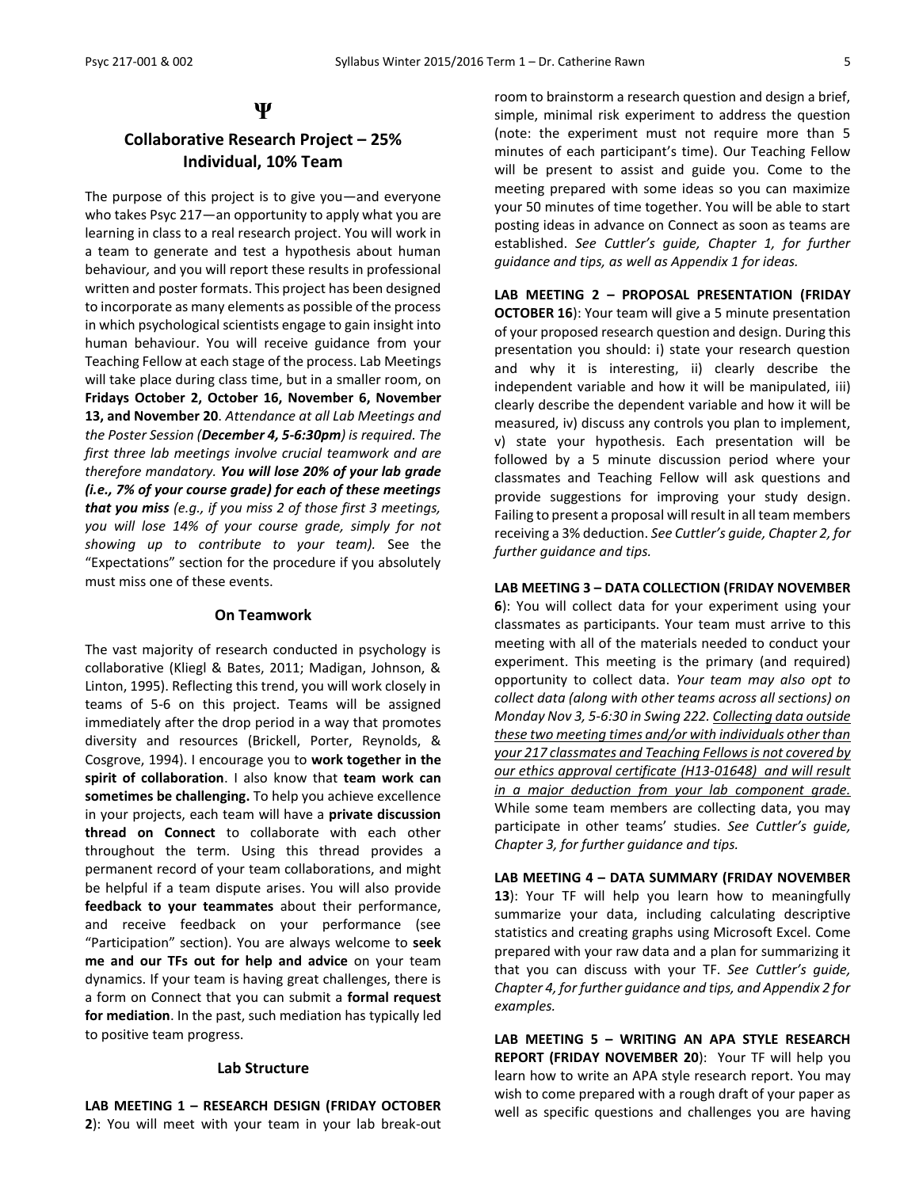Ψ

## Collaborative Research Project – 25% Individual, 10% Team

The purpose of this project is to give you—and everyone who takes Psyc 217—an opportunity to apply what you are learning in class to a real research project. You will work in a team to generate and test a hypothesis about human behaviour, and you will report these results in professional written and poster formats. This project has been designed to incorporate as many elements as possible of the process in which psychological scientists engage to gain insight into human behaviour. You will receive guidance from your Teaching Fellow at each stage of the process. Lab Meetings will take place during class time, but in a smaller room, on **Fridays October 2, October 16, November 6, November 13, and November 20**. *Attendance at all Lab Meetings and the Poster Session (**December 4, 5-6:30pm**) is required. The first three lab meetings involve crucial teamwork and are therefore mandatory. **You will lose 20% of your lab grade (i.e., 7% of your course grade) for each of these meetings that you miss** (e.g., if you miss 2 of those first 3 meetings, you will lose 14% of your course grade, simply for not showing up to contribute to your team).* See the "Expectations" section for the procedure if you absolutely must miss one of these events.

### On Teamwork

The vast majority of research conducted in psychology is collaborative (Kliegl & Bates, 2011; Madigan, Johnson, & Linton, 1995). Reflecting this trend, you will work closely in teams of 5-6 on this project. Teams will be assigned immediately after the drop period in a way that promotes diversity and resources (Brickell, Porter, Reynolds, & Cosgrove, 1994). I encourage you to **work together in the spirit of collaboration**. I also know that **team work can sometimes be challenging.** To help you achieve excellence in your projects, each team will have a **private discussion thread on Connect** to collaborate with each other throughout the term. Using this thread provides a permanent record of your team collaborations, and might be helpful if a team dispute arises. You will also provide **feedback to your teammates** about their performance, and receive feedback on your performance (see "Participation" section). You are always welcome to **seek me and our TFs out for help and advice** on your team dynamics. If your team is having great challenges, there is a form on Connect that you can submit a **formal request for mediation**. In the past, such mediation has typically led to positive team progress.

### Lab Structure

**LAB MEETING 1 – RESEARCH DESIGN (FRIDAY OCTOBER 2)**: You will meet with your team in your lab break-out room to brainstorm a research question and design a brief, simple, minimal risk experiment to address the question (note: the experiment must not require more than 5 minutes of each participant's time). Our Teaching Fellow will be present to assist and guide you. Come to the meeting prepared with some ideas so you can maximize your 50 minutes of time together. You will be able to start posting ideas in advance on Connect as soon as teams are established. *See Cuttler's guide, Chapter 1, for further guidance and tips, as well as Appendix 1 for ideas.*

**LAB MEETING 2 – PROPOSAL PRESENTATION (FRIDAY OCTOBER 16)**: Your team will give a 5 minute presentation of your proposed research question and design. During this presentation you should: i) state your research question and why it is interesting, ii) clearly describe the independent variable and how it will be manipulated, iii) clearly describe the dependent variable and how it will be measured, iv) discuss any controls you plan to implement, v) state your hypothesis. Each presentation will be followed by a 5 minute discussion period where your classmates and Teaching Fellow will ask questions and provide suggestions for improving your study design. Failing to present a proposal will result in all team members receiving a 3% deduction. *See Cuttler's guide, Chapter 2, for further guidance and tips.*

**LAB MEETING 3 – DATA COLLECTION (FRIDAY NOVEMBER 6)**: You will collect data for your experiment using your classmates as participants. Your team must arrive to this meeting with all of the materials needed to conduct your experiment. This meeting is the primary (and required) opportunity to collect data. *Your team may also opt to collect data (along with other teams across all sections) on Monday Nov 3, 5-6:30 in Swing 222. <u>Collecting data outside these two meeting times and/or with individuals other than your 217 classmates and Teaching Fellows is not covered by our ethics approval certificate (H13-01648) and will result in a major deduction from your lab component grade.</u>* While some team members are collecting data, you may participate in other teams' studies. *See Cuttler's guide, Chapter 3, for further guidance and tips.*

**LAB MEETING 4 – DATA SUMMARY (FRIDAY NOVEMBER 13)**: Your TF will help you learn how to meaningfully summarize your data, including calculating descriptive statistics and creating graphs using Microsoft Excel. Come prepared with your raw data and a plan for summarizing it that you can discuss with your TF. *See Cuttler's guide, Chapter 4, for further guidance and tips, and Appendix 2 for examples.*

**LAB MEETING 5 – WRITING AN APA STYLE RESEARCH REPORT (FRIDAY NOVEMBER 20)**: Your TF will help you learn how to write an APA style research report. You may wish to come prepared with a rough draft of your paper as well as specific questions and challenges you are having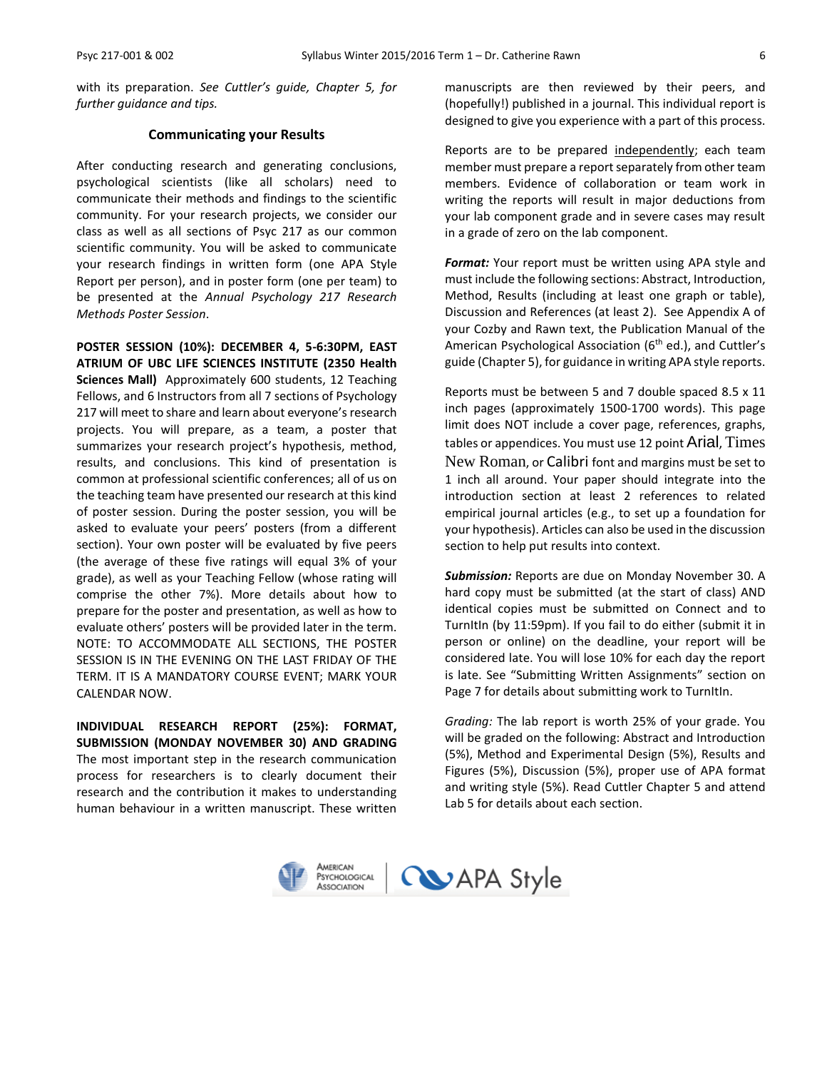with its preparation. *See Cuttler's guide, Chapter 5, for further guidance and tips.*

### Communicating your Results

After conducting research and generating conclusions, psychological scientists (like all scholars) need to communicate their methods and findings to the scientific community. For your research projects, we consider our class as well as all sections of Psyc 217 as our common scientific community. You will be asked to communicate your research findings in written form (one APA Style Report per person), and in poster form (one per team) to be presented at the *Annual Psychology 217 Research Methods Poster Session*.

**POSTER SESSION (10%): DECEMBER 4, 5-6:30PM, EAST ATRIUM OF UBC LIFE SCIENCES INSTITUTE (2350 Health Sciences Mall)** Approximately 600 students, 12 Teaching Fellows, and 6 Instructors from all 7 sections of Psychology 217 will meet to share and learn about everyone's research projects. You will prepare, as a team, a poster that summarizes your research project's hypothesis, method, results, and conclusions. This kind of presentation is common at professional scientific conferences; all of us on the teaching team have presented our research at this kind of poster session. During the poster session, you will be asked to evaluate your peers' posters (from a different section). Your own poster will be evaluated by five peers (the average of these five ratings will equal 3% of your grade), as well as your Teaching Fellow (whose rating will comprise the other 7%). More details about how to prepare for the poster and presentation, as well as how to evaluate others' posters will be provided later in the term. NOTE: TO ACCOMMODATE ALL SECTIONS, THE POSTER SESSION IS IN THE EVENING ON THE LAST FRIDAY OF THE TERM. IT IS A MANDATORY COURSE EVENT; MARK YOUR CALENDAR NOW.

**INDIVIDUAL RESEARCH REPORT (25%): FORMAT, SUBMISSION (MONDAY NOVEMBER 30) AND GRADING** The most important step in the research communication process for researchers is to clearly document their research and the contribution it makes to understanding human behaviour in a written manuscript. These written manuscripts are then reviewed by their peers, and (hopefully!) published in a journal. This individual report is designed to give you experience with a part of this process.

Reports are to be prepared independently; each team member must prepare a report separately from other team members. Evidence of collaboration or team work in writing the reports will result in major deductions from your lab component grade and in severe cases may result in a grade of zero on the lab component.

***Format:*** Your report must be written using APA style and must include the following sections: Abstract, Introduction, Method, Results (including at least one graph or table), Discussion and References (at least 2). See Appendix A of your Cozby and Rawn text, the Publication Manual of the American Psychological Association (6th ed.), and Cuttler's guide (Chapter 5), for guidance in writing APA style reports.

Reports must be between 5 and 7 double spaced 8.5 x 11 inch pages (approximately 1500-1700 words). This page limit does NOT include a cover page, references, graphs, tables or appendices. You must use 12 point Arial, Times New Roman, or Calibri font and margins must be set to 1 inch all around. Your paper should integrate into the introduction section at least 2 references to related empirical journal articles (e.g., to set up a foundation for your hypothesis). Articles can also be used in the discussion section to help put results into context.

***Submission:*** Reports are due on Monday November 30. A hard copy must be submitted (at the start of class) AND identical copies must be submitted on Connect and to TurnItIn (by 11:59pm). If you fail to do either (submit it in person or online) on the deadline, your report will be considered late. You will lose 10% for each day the report is late. See "Submitting Written Assignments" section on Page 7 for details about submitting work to TurnItIn.

*Grading:* The lab report is worth 25% of your grade. You will be graded on the following: Abstract and Introduction (5%), Method and Experimental Design (5%), Results and Figures (5%), Discussion (5%), proper use of APA format and writing style (5%). Read Cuttler Chapter 5 and attend Lab 5 for details about each section.

AMERICAN PSYCHOLOGICAL ASSOCIATION | APA Style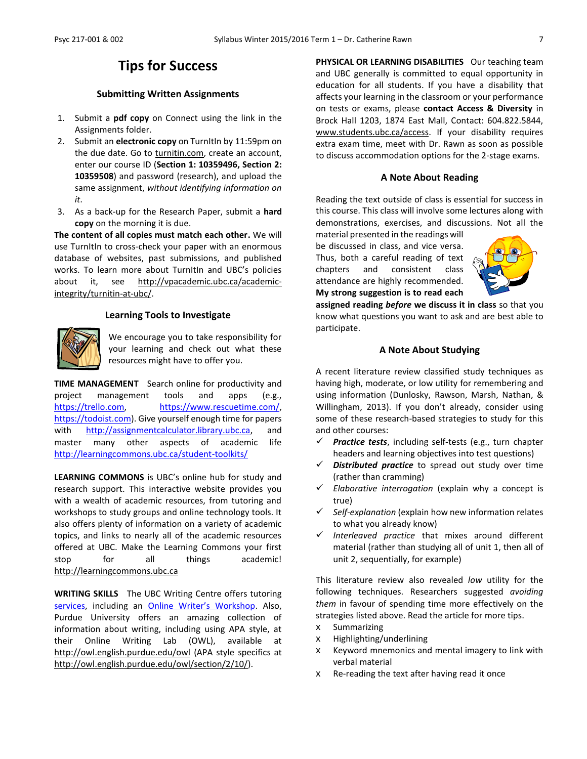# Tips for Success

### Submitting Written Assignments

1. Submit a **pdf copy** on Connect using the link in the Assignments folder.
2. Submit an **electronic copy** on TurnItIn by 11:59pm on the due date. Go to turnitin.com, create an account, enter our course ID (**Section 1: 10359496, Section 2: 10359508**) and password (research), and upload the same assignment, *without identifying information on it*.
3. As a back-up for the Research Paper, submit a **hard copy** on the morning it is due.

**The content of all copies must match each other.** We will use TurnItIn to cross-check your paper with an enormous database of websites, past submissions, and published works. To learn more about TurnItIn and UBC's policies about it, see http://vpacademic.ubc.ca/academic-integrity/turnitin-at-ubc/.

### Learning Tools to Investigate

We encourage you to take responsibility for your learning and check out what these resources might have to offer you.

**TIME MANAGEMENT** Search online for productivity and project management tools and apps (e.g., https://trello.com, https://www.rescuetime.com/, https://todoist.com). Give yourself enough time for papers with http://assignmentcalculator.library.ubc.ca, and master many other aspects of academic life http://learningcommons.ubc.ca/student-toolkits/

**LEARNING COMMONS** is UBC's online hub for study and research support. This interactive website provides you with a wealth of academic resources, from tutoring and workshops to study groups and online technology tools. It also offers plenty of information on a variety of academic topics, and links to nearly all of the academic resources offered at UBC. Make the Learning Commons your first stop for all things academic! http://learningcommons.ubc.ca

**WRITING SKILLS** The UBC Writing Centre offers tutoring services, including an Online Writer's Workshop. Also, Purdue University offers an amazing collection of information about writing, including using APA style, at their Online Writing Lab (OWL), available at http://owl.english.purdue.edu/owl (APA style specifics at http://owl.english.purdue.edu/owl/section/2/10/).

**PHYSICAL OR LEARNING DISABILITIES** Our teaching team and UBC generally is committed to equal opportunity in education for all students. If you have a disability that affects your learning in the classroom or your performance on tests or exams, please **contact Access & Diversity** in Brock Hall 1203, 1874 East Mall, Contact: 604.822.5844, www.students.ubc.ca/access. If your disability requires extra exam time, meet with Dr. Rawn as soon as possible to discuss accommodation options for the 2-stage exams.

### A Note About Reading

Reading the text outside of class is essential for success in this course. This class will involve some lectures along with demonstrations, exercises, and discussions. Not all the material presented in the readings will be discussed in class, and vice versa. Thus, both a careful reading of text chapters and consistent class attendance are highly recommended. **My strong suggestion is to read each assigned reading *before* we discuss it in class** so that you know what questions you want to ask and are best able to participate.

### A Note About Studying

A recent literature review classified study techniques as having high, moderate, or low utility for remembering and using information (Dunlosky, Rawson, Marsh, Nathan, & Willingham, 2013). If you don't already, consider using some of these research-based strategies to study for this and other courses:

- ✓ ***Practice tests***, including self-tests (e.g., turn chapter headings and learning objectives into test questions)
- ✓ ***Distributed practice*** to spread out study over time (rather than cramming)
- ✓ *Elaborative interrogation* (explain why a concept is true)
- ✓ *Self-explanation* (explain how new information relates to what you already know)
- ✓ *Interleaved practice* that mixes around different material (rather than studying all of unit 1, then all of unit 2, sequentially, for example)

This literature review also revealed *low* utility for the following techniques. Researchers suggested *avoiding them* in favour of spending time more effectively on the strategies listed above. Read the article for more tips.

- x Summarizing
- x Highlighting/underlining
- x Keyword mnemonics and mental imagery to link with verbal material
- x Re-reading the text after having read it once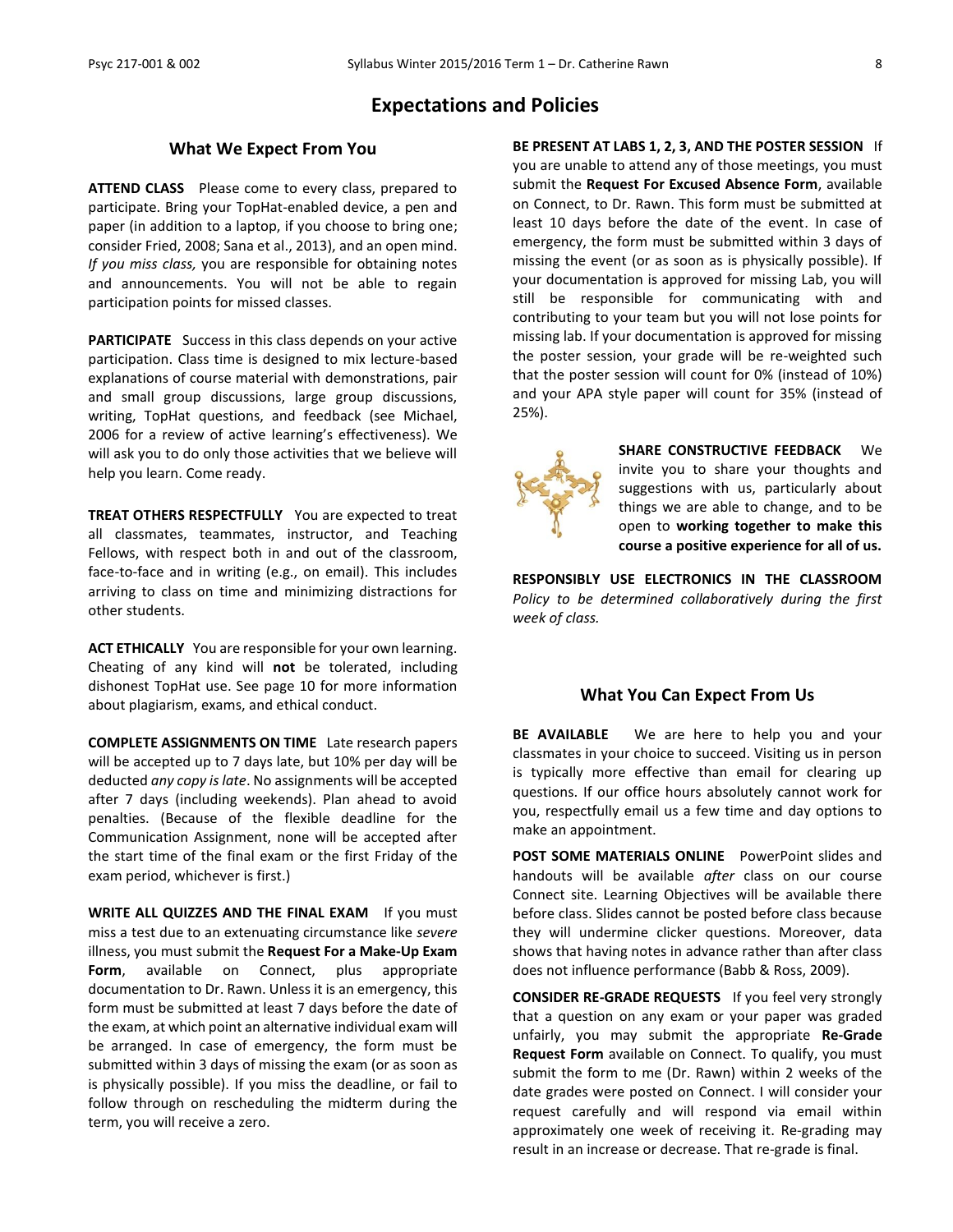# Expectations and Policies

## What We Expect From You

**ATTEND CLASS** Please come to every class, prepared to participate. Bring your TopHat-enabled device, a pen and paper (in addition to a laptop, if you choose to bring one; consider Fried, 2008; Sana et al., 2013), and an open mind. *If you miss class,* you are responsible for obtaining notes and announcements. You will not be able to regain participation points for missed classes.

**PARTICIPATE** Success in this class depends on your active participation. Class time is designed to mix lecture-based explanations of course material with demonstrations, pair and small group discussions, large group discussions, writing, TopHat questions, and feedback (see Michael, 2006 for a review of active learning's effectiveness). We will ask you to do only those activities that we believe will help you learn. Come ready.

**TREAT OTHERS RESPECTFULLY** You are expected to treat all classmates, teammates, instructor, and Teaching Fellows, with respect both in and out of the classroom, face-to-face and in writing (e.g., on email). This includes arriving to class on time and minimizing distractions for other students.

**ACT ETHICALLY** You are responsible for your own learning. Cheating of any kind will **not** be tolerated, including dishonest TopHat use. See page 10 for more information about plagiarism, exams, and ethical conduct.

**COMPLETE ASSIGNMENTS ON TIME** Late research papers will be accepted up to 7 days late, but 10% per day will be deducted *any copy is late*. No assignments will be accepted after 7 days (including weekends). Plan ahead to avoid penalties. (Because of the flexible deadline for the Communication Assignment, none will be accepted after the start time of the final exam or the first Friday of the exam period, whichever is first.)

**WRITE ALL QUIZZES AND THE FINAL EXAM** If you must miss a test due to an extenuating circumstance like *severe* illness, you must submit the **Request For a Make-Up Exam Form**, available on Connect, plus appropriate documentation to Dr. Rawn. Unless it is an emergency, this form must be submitted at least 7 days before the date of the exam, at which point an alternative individual exam will be arranged. In case of emergency, the form must be submitted within 3 days of missing the exam (or as soon as is physically possible). If you miss the deadline, or fail to follow through on rescheduling the midterm during the term, you will receive a zero.

**BE PRESENT AT LABS 1, 2, 3, AND THE POSTER SESSION** If you are unable to attend any of those meetings, you must submit the **Request For Excused Absence Form**, available on Connect, to Dr. Rawn. This form must be submitted at least 10 days before the date of the event. In case of emergency, the form must be submitted within 3 days of missing the event (or as soon as is physically possible). If your documentation is approved for missing Lab, you will still be responsible for communicating with and contributing to your team but you will not lose points for missing lab. If your documentation is approved for missing the poster session, your grade will be re-weighted such that the poster session will count for 0% (instead of 10%) and your APA style paper will count for 35% (instead of 25%).

**SHARE CONSTRUCTIVE FEEDBACK** We invite you to share your thoughts and suggestions with us, particularly about things we are able to change, and to be open to **working together to make this course a positive experience for all of us.**

**RESPONSIBLY USE ELECTRONICS IN THE CLASSROOM** *Policy to be determined collaboratively during the first week of class.*

## What You Can Expect From Us

**BE AVAILABLE** We are here to help you and your classmates in your choice to succeed. Visiting us in person is typically more effective than email for clearing up questions. If our office hours absolutely cannot work for you, respectfully email us a few time and day options to make an appointment.

**POST SOME MATERIALS ONLINE** PowerPoint slides and handouts will be available *after* class on our course Connect site. Learning Objectives will be available there before class. Slides cannot be posted before class because they will undermine clicker questions. Moreover, data shows that having notes in advance rather than after class does not influence performance (Babb & Ross, 2009).

**CONSIDER RE-GRADE REQUESTS** If you feel very strongly that a question on any exam or your paper was graded unfairly, you may submit the appropriate **Re-Grade Request Form** available on Connect. To qualify, you must submit the form to me (Dr. Rawn) within 2 weeks of the date grades were posted on Connect. I will consider your request carefully and will respond via email within approximately one week of receiving it. Re-grading may result in an increase or decrease. That re-grade is final.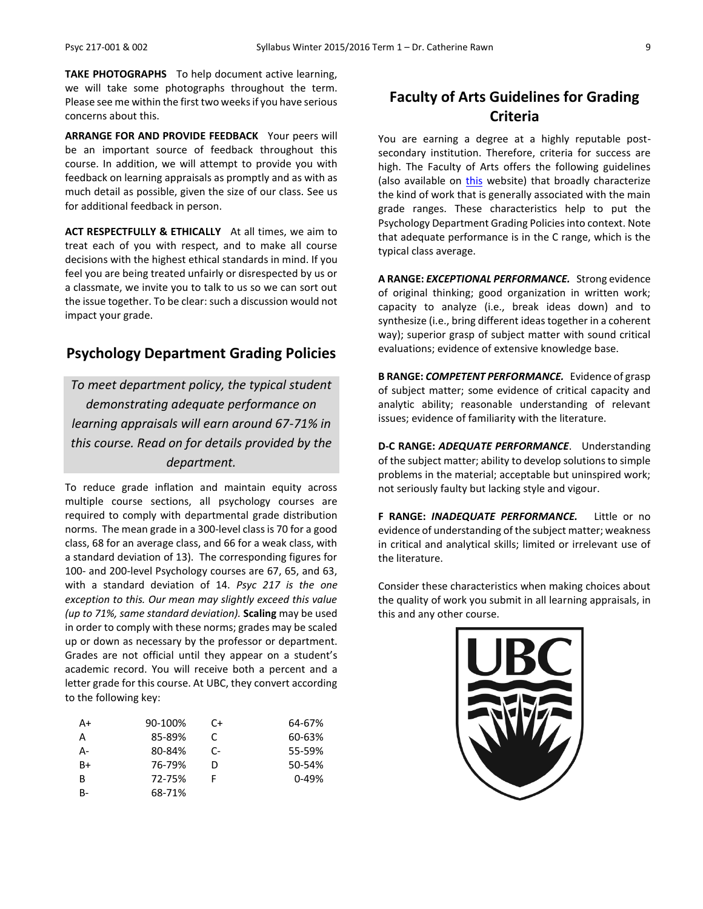**TAKE PHOTOGRAPHS** To help document active learning, we will take some photographs throughout the term. Please see me within the first two weeks if you have serious concerns about this.

**ARRANGE FOR AND PROVIDE FEEDBACK** Your peers will be an important source of feedback throughout this course. In addition, we will attempt to provide you with feedback on learning appraisals as promptly and as with as much detail as possible, given the size of our class. See us for additional feedback in person.

**ACT RESPECTFULLY & ETHICALLY** At all times, we aim to treat each of you with respect, and to make all course decisions with the highest ethical standards in mind. If you feel you are being treated unfairly or disrespected by us or a classmate, we invite you to talk to us so we can sort out the issue together. To be clear: such a discussion would not impact your grade.

## Psychology Department Grading Policies

*To meet department policy, the typical student demonstrating adequate performance on learning appraisals will earn around 67-71% in this course. Read on for details provided by the department.*

To reduce grade inflation and maintain equity across multiple course sections, all psychology courses are required to comply with departmental grade distribution norms. The mean grade in a 300-level class is 70 for a good class, 68 for an average class, and 66 for a weak class, with a standard deviation of 13). The corresponding figures for 100- and 200-level Psychology courses are 67, 65, and 63, with a standard deviation of 14. *Psyc 217 is the one exception to this. Our mean may slightly exceed this value (up to 71%, same standard deviation).* **Scaling** may be used in order to comply with these norms; grades may be scaled up or down as necessary by the professor or department. Grades are not official until they appear on a student's academic record. You will receive both a percent and a letter grade for this course. At UBC, they convert according to the following key:

| | | | |
|---|---|---|---|
| A+ | 90-100% | C+ | 64-67% |
| A | 85-89% | C | 60-63% |
| A- | 80-84% | C- | 55-59% |
| B+ | 76-79% | D | 50-54% |
| B | 72-75% | F | 0-49% |
| B- | 68-71% | | |

## Faculty of Arts Guidelines for Grading Criteria

You are earning a degree at a highly reputable post-secondary institution. Therefore, criteria for success are high. The Faculty of Arts offers the following guidelines (also available on this website) that broadly characterize the kind of work that is generally associated with the main grade ranges. These characteristics help to put the Psychology Department Grading Policies into context. Note that adequate performance is in the C range, which is the typical class average.

**A RANGE: *EXCEPTIONAL PERFORMANCE.*** Strong evidence of original thinking; good organization in written work; capacity to analyze (i.e., break ideas down) and to synthesize (i.e., bring different ideas together in a coherent way); superior grasp of subject matter with sound critical evaluations; evidence of extensive knowledge base.

**B RANGE: *COMPETENT PERFORMANCE.*** Evidence of grasp of subject matter; some evidence of critical capacity and analytic ability; reasonable understanding of relevant issues; evidence of familiarity with the literature.

**D-C RANGE: *ADEQUATE PERFORMANCE*.** Understanding of the subject matter; ability to develop solutions to simple problems in the material; acceptable but uninspired work; not seriously faulty but lacking style and vigour.

**F RANGE: *INADEQUATE PERFORMANCE.*** Little or no evidence of understanding of the subject matter; weakness in critical and analytical skills; limited or irrelevant use of the literature.

Consider these characteristics when making choices about the quality of work you submit in all learning appraisals, in this and any other course.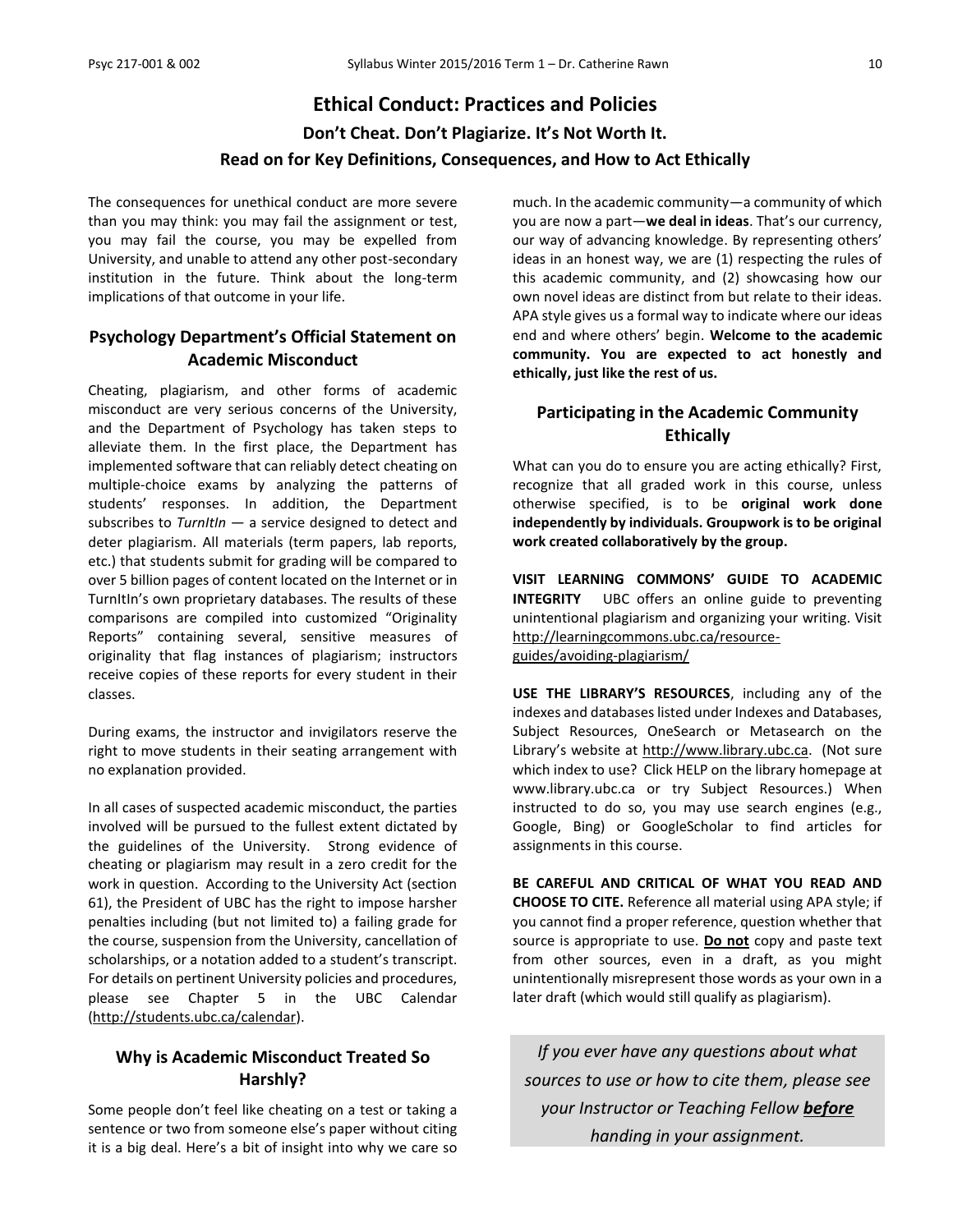# Ethical Conduct: Practices and Policies

## Don't Cheat. Don't Plagiarize. It's Not Worth It.

## Read on for Key Definitions, Consequences, and How to Act Ethically

The consequences for unethical conduct are more severe than you may think: you may fail the assignment or test, you may fail the course, you may be expelled from University, and unable to attend any other post-secondary institution in the future. Think about the long-term implications of that outcome in your life.

### Psychology Department's Official Statement on Academic Misconduct

Cheating, plagiarism, and other forms of academic misconduct are very serious concerns of the University, and the Department of Psychology has taken steps to alleviate them. In the first place, the Department has implemented software that can reliably detect cheating on multiple-choice exams by analyzing the patterns of students' responses. In addition, the Department subscribes to *TurnItIn* — a service designed to detect and deter plagiarism. All materials (term papers, lab reports, etc.) that students submit for grading will be compared to over 5 billion pages of content located on the Internet or in TurnItIn's own proprietary databases. The results of these comparisons are compiled into customized "Originality Reports" containing several, sensitive measures of originality that flag instances of plagiarism; instructors receive copies of these reports for every student in their classes.

During exams, the instructor and invigilators reserve the right to move students in their seating arrangement with no explanation provided.

In all cases of suspected academic misconduct, the parties involved will be pursued to the fullest extent dictated by the guidelines of the University. Strong evidence of cheating or plagiarism may result in a zero credit for the work in question. According to the University Act (section 61), the President of UBC has the right to impose harsher penalties including (but not limited to) a failing grade for the course, suspension from the University, cancellation of scholarships, or a notation added to a student's transcript. For details on pertinent University policies and procedures, please see Chapter 5 in the UBC Calendar (http://students.ubc.ca/calendar).

### Why is Academic Misconduct Treated So Harshly?

Some people don't feel like cheating on a test or taking a sentence or two from someone else's paper without citing it is a big deal. Here's a bit of insight into why we care so much. In the academic community—a community of which you are now a part—**we deal in ideas**. That's our currency, our way of advancing knowledge. By representing others' ideas in an honest way, we are (1) respecting the rules of this academic community, and (2) showcasing how our own novel ideas are distinct from but relate to their ideas. APA style gives us a formal way to indicate where our ideas end and where others' begin. **Welcome to the academic community. You are expected to act honestly and ethically, just like the rest of us.**

### Participating in the Academic Community Ethically

What can you do to ensure you are acting ethically? First, recognize that all graded work in this course, unless otherwise specified, is to be **original work done independently by individuals. Groupwork is to be original work created collaboratively by the group.**

**VISIT LEARNING COMMONS' GUIDE TO ACADEMIC INTEGRITY** UBC offers an online guide to preventing unintentional plagiarism and organizing your writing. Visit http://learningcommons.ubc.ca/resource-guides/avoiding-plagiarism/

**USE THE LIBRARY'S RESOURCES**, including any of the indexes and databases listed under Indexes and Databases, Subject Resources, OneSearch or Metasearch on the Library's website at http://www.library.ubc.ca. (Not sure which index to use? Click HELP on the library homepage at www.library.ubc.ca or try Subject Resources.) When instructed to do so, you may use search engines (e.g., Google, Bing) or GoogleScholar to find articles for assignments in this course.

**BE CAREFUL AND CRITICAL OF WHAT YOU READ AND CHOOSE TO CITE.** Reference all material using APA style; if you cannot find a proper reference, question whether that source is appropriate to use. **Do not** copy and paste text from other sources, even in a draft, as you might unintentionally misrepresent those words as your own in a later draft (which would still qualify as plagiarism).

*If you ever have any questions about what sources to use or how to cite them, please see your Instructor or Teaching Fellow **before** handing in your assignment.*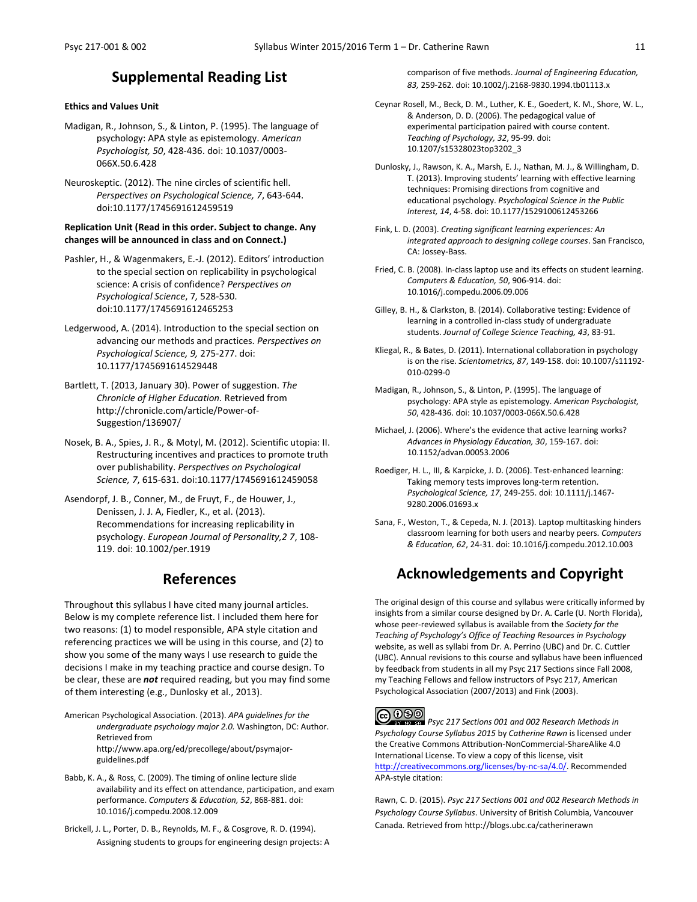## Supplemental Reading List

**Ethics and Values Unit**

Madigan, R., Johnson, S., & Linton, P. (1995). The language of psychology: APA style as epistemology. *American Psychologist, 50*, 428-436. doi: 10.1037/0003-066X.50.6.428

Neuroskeptic. (2012). The nine circles of scientific hell. *Perspectives on Psychological Science, 7*, 643-644. doi:10.1177/1745691612459519

**Replication Unit (Read in this order. Subject to change. Any changes will be announced in class and on Connect.)**

Pashler, H., & Wagenmakers, E.-J. (2012). Editors' introduction to the special section on replicability in psychological science: A crisis of confidence? *Perspectives on Psychological Science*, 7*,* 528-530. doi:10.1177/1745691612465253

Ledgerwood, A. (2014). Introduction to the special section on advancing our methods and practices. *Perspectives on Psychological Science, 9,* 275-277. doi: 10.1177/1745691614529448

Bartlett, T. (2013, January 30). Power of suggestion. *The Chronicle of Higher Education.* Retrieved from http://chronicle.com/article/Power-of-Suggestion/136907/

Nosek, B. A., Spies, J. R., & Motyl, M. (2012). Scientific utopia: II. Restructuring incentives and practices to promote truth over publishability. *Perspectives on Psychological Science, 7*, 615-631. doi:10.1177/1745691612459058

Asendorpf, J. B., Conner, M., de Fruyt, F., de Houwer, J., Denissen, J. J. A, Fiedler, K., et al. (2013). Recommendations for increasing replicability in psychology. *European Journal of Personality,2 7*, 108-119. doi: 10.1002/per.1919

## References

Throughout this syllabus I have cited many journal articles. Below is my complete reference list. I included them here for two reasons: (1) to model responsible, APA style citation and referencing practices we will be using in this course, and (2) to show you some of the many ways I use research to guide the decisions I make in my teaching practice and course design. To be clear, these are ***not*** required reading, but you may find some of them interesting (e.g., Dunlosky et al., 2013).

American Psychological Association. (2013). *APA guidelines for the undergraduate psychology major 2.0.* Washington, DC: Author. Retrieved from http://www.apa.org/ed/precollege/about/psymajor-guidelines.pdf

Babb, K. A., & Ross, C. (2009). The timing of online lecture slide availability and its effect on attendance, participation, and exam performance. *Computers & Education, 52*, 868-881. doi: 10.1016/j.compedu.2008.12.009

Brickell, J. L., Porter, D. B., Reynolds, M. F., & Cosgrove, R. D. (1994). Assigning students to groups for engineering design projects: A comparison of five methods. *Journal of Engineering Education, 83,* 259-262. doi: 10.1002/j.2168-9830.1994.tb01113.x

Ceynar Rosell, M., Beck, D. M., Luther, K. E., Goedert, K. M., Shore, W. L., & Anderson, D. D. (2006). The pedagogical value of experimental participation paired with course content. *Teaching of Psychology, 32*, 95-99. doi: 10.1207/s15328023top3202_3

Dunlosky, J., Rawson, K. A., Marsh, E. J., Nathan, M. J., & Willingham, D. T. (2013). Improving students' learning with effective learning techniques: Promising directions from cognitive and educational psychology. *Psychological Science in the Public Interest, 14*, 4-58. doi: 10.1177/1529100612453266

Fink, L. D. (2003). *Creating significant learning experiences: An integrated approach to designing college courses*. San Francisco, CA: Jossey-Bass.

Fried, C. B. (2008). In-class laptop use and its effects on student learning. *Computers & Education, 50*, 906-914. doi: 10.1016/j.compedu.2006.09.006

Gilley, B. H., & Clarkston, B. (2014). Collaborative testing: Evidence of learning in a controlled in-class study of undergraduate students. *Journal of College Science Teaching, 43*, 83-91.

Kliegal, R., & Bates, D. (2011). International collaboration in psychology is on the rise. *Scientometrics, 87*, 149-158. doi: 10.1007/s11192-010-0299-0

Madigan, R., Johnson, S., & Linton, P. (1995). The language of psychology: APA style as epistemology. *American Psychologist, 50*, 428-436. doi: 10.1037/0003-066X.50.6.428

Michael, J. (2006). Where's the evidence that active learning works? *Advances in Physiology Education, 30*, 159-167. doi: 10.1152/advan.00053.2006

Roediger, H. L., III, & Karpicke, J. D. (2006). Test-enhanced learning: Taking memory tests improves long-term retention. *Psychological Science, 17*, 249-255. doi: 10.1111/j.1467-9280.2006.01693.x

Sana, F., Weston, T., & Cepeda, N. J. (2013). Laptop multitasking hinders classroom learning for both users and nearby peers. *Computers & Education, 62*, 24-31. doi: 10.1016/j.compedu.2012.10.003

## Acknowledgements and Copyright

The original design of this course and syllabus were critically informed by insights from a similar course designed by Dr. A. Carle (U. North Florida), whose peer-reviewed syllabus is available from the *Society for the Teaching of Psychology's Office of Teaching Resources in Psychology* website, as well as syllabi from Dr. A. Perrino (UBC) and Dr. C. Cuttler (UBC). Annual revisions to this course and syllabus have been influenced by feedback from students in all my Psyc 217 Sections since Fall 2008, my Teaching Fellows and fellow instructors of Psyc 217, American Psychological Association (2007/2013) and Fink (2003).

*Psyc 217 Sections 001 and 002 Research Methods in Psychology Course Syllabus 2015* by *Catherine Rawn* is licensed under the Creative Commons Attribution-NonCommercial-ShareAlike 4.0 International License. To view a copy of this license, visit http://creativecommons.org/licenses/by-nc-sa/4.0/. Recommended APA-style citation:

Rawn, C. D. (2015). *Psyc 217 Sections 001 and 002 Research Methods in Psychology Course Syllabus*. University of British Columbia, Vancouver Canada*.* Retrieved from http://blogs.ubc.ca/catherinerawn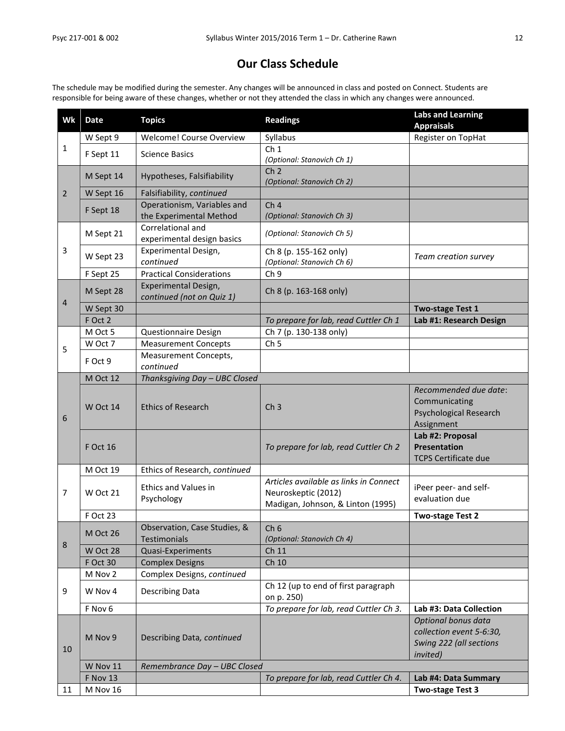# Our Class Schedule

The schedule may be modified during the semester. Any changes will be announced in class and posted on Connect. Students are responsible for being aware of these changes, whether or not they attended the class in which any changes were announced.

| Wk | Date | Topics | Readings | Labs and Learning Appraisals |
|---|---|---|---|---|
| 1 | W Sept 9 | Welcome! Course Overview | Syllabus | Register on TopHat |
| | F Sept 11 | Science Basics | Ch 1 *(Optional: Stanovich Ch 1)* | |
| 2 | M Sept 14 | Hypotheses, Falsifiability | Ch 2 *(Optional: Stanovich Ch 2)* | |
| | W Sept 16 | Falsifiability, *continued* | | |
| | F Sept 18 | Operationism, Variables and the Experimental Method | Ch 4 *(Optional: Stanovich Ch 3)* | |
| 3 | M Sept 21 | Correlational and experimental design basics | *(Optional: Stanovich Ch 5)* | |
| | W Sept 23 | Experimental Design, *continued* | Ch 8 (p. 155-162 only) *(Optional: Stanovich Ch 6)* | *Team creation survey* |
| | F Sept 25 | Practical Considerations | Ch 9 | |
| 4 | M Sept 28 | Experimental Design, *continued (not on Quiz 1)* | Ch 8 (p. 163-168 only) | |
| | W Sept 30 | | | **Two-stage Test 1** |
| | F Oct 2 | | *To prepare for lab, read Cuttler Ch 1* | **Lab #1: Research Design** |
| 5 | M Oct 5 | Questionnaire Design | Ch 7 (p. 130-138 only) | |
| | W Oct 7 | Measurement Concepts | Ch 5 | |
| | F Oct 9 | Measurement Concepts, *continued* | | |
| 6 | M Oct 12 | *Thanksgiving Day – UBC Closed* | | |
| | W Oct 14 | Ethics of Research | Ch 3 | *Recommended due date*: Communicating Psychological Research Assignment |
| | F Oct 16 | | *To prepare for lab, read Cuttler Ch 2* | **Lab #2: Proposal Presentation** TCPS Certificate due |
| 7 | M Oct 19 | Ethics of Research, *continued* | | |
| | W Oct 21 | Ethics and Values in Psychology | *Articles available as links in Connect* Neuroskeptic (2012) Madigan, Johnson, & Linton (1995) | iPeer peer- and self-evaluation due |
| | F Oct 23 | | | **Two-stage Test 2** |
| 8 | M Oct 26 | Observation, Case Studies, & Testimonials | Ch 6 *(Optional: Stanovich Ch 4)* | |
| | W Oct 28 | Quasi-Experiments | Ch 11 | |
| | F Oct 30 | Complex Designs | Ch 10 | |
| 9 | M Nov 2 | Complex Designs, *continued* | | |
| | W Nov 4 | Describing Data | Ch 12 (up to end of first paragraph on p. 250) | |
| | F Nov 6 | | *To prepare for lab, read Cuttler Ch 3.* | **Lab #3: Data Collection** |
| 10 | M Nov 9 | Describing Data, *continued* | | *Optional bonus data collection event 5-6:30, Swing 222 (all sections invited)* |
| | W Nov 11 | *Remembrance Day – UBC Closed* | | |
| | F Nov 13 | | *To prepare for lab, read Cuttler Ch 4.* | **Lab #4: Data Summary** |
| 11 | M Nov 16 | | | **Two-stage Test 3** |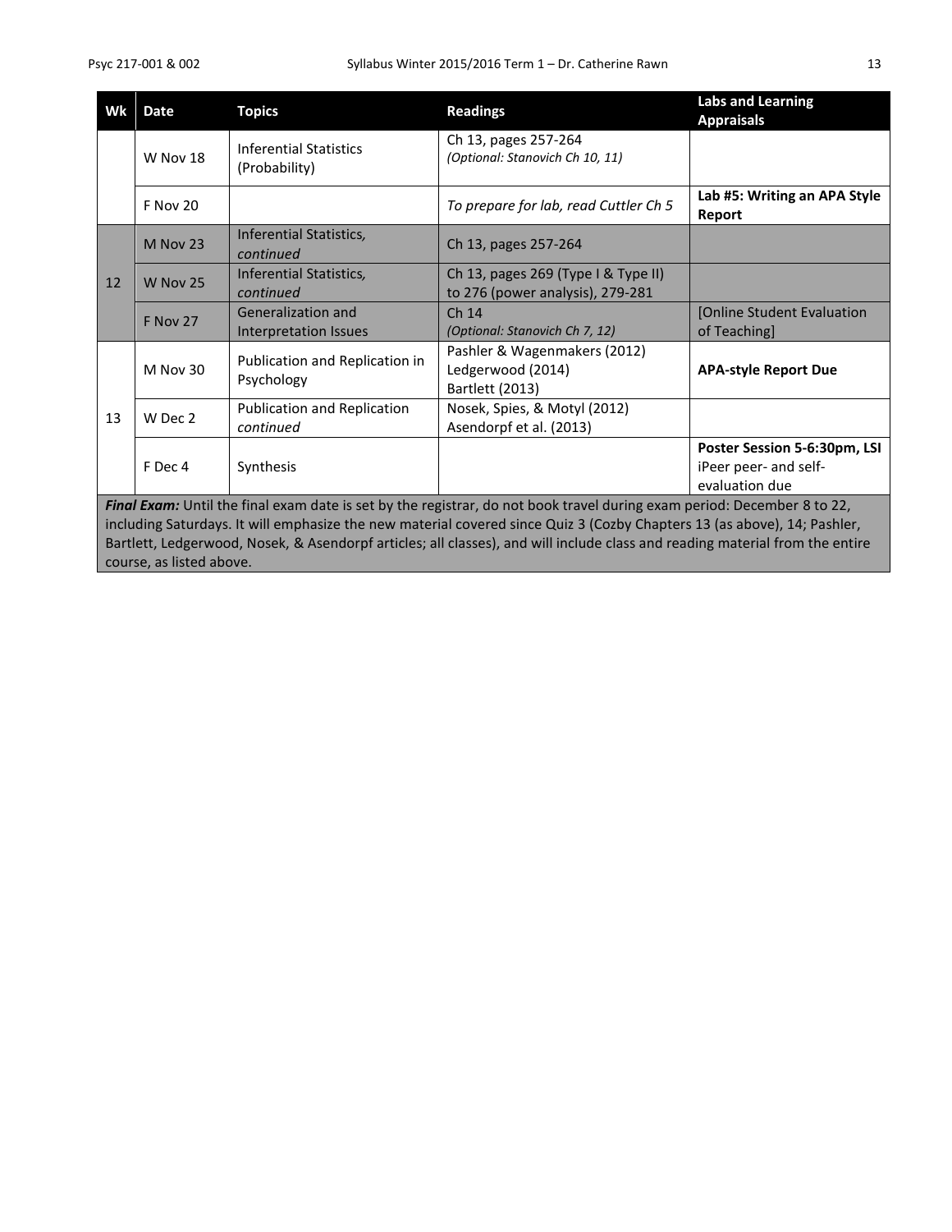| Wk | Date | Topics | Readings | Labs and Learning Appraisals |
|---|---|---|---|---|
| | W Nov 18 | Inferential Statistics (Probability) | Ch 13, pages 257-264 *(Optional: Stanovich Ch 10, 11)* | |
| | F Nov 20 | | *To prepare for lab, read Cuttler Ch 5* | **Lab #5: Writing an APA Style Report** |
| 12 | M Nov 23 | Inferential Statistics, *continued* | Ch 13, pages 257-264 | |
| | W Nov 25 | Inferential Statistics, *continued* | Ch 13, pages 269 (Type I & Type II) to 276 (power analysis), 279-281 | |
| | F Nov 27 | Generalization and Interpretation Issues | Ch 14 *(Optional: Stanovich Ch 7, 12)* | [Online Student Evaluation of Teaching] |
| 13 | M Nov 30 | Publication and Replication in Psychology | Pashler & Wagenmakers (2012) Ledgerwood (2014) Bartlett (2013) | **APA-style Report Due** |
| | W Dec 2 | Publication and Replication *continued* | Nosek, Spies, & Motyl (2012) Asendorpf et al. (2013) | |
| | F Dec 4 | Synthesis | | **Poster Session 5-6:30pm, LSI** iPeer peer- and self-evaluation due |

***Final Exam:*** Until the final exam date is set by the registrar, do not book travel during exam period: December 8 to 22, including Saturdays. It will emphasize the new material covered since Quiz 3 (Cozby Chapters 13 (as above), 14; Pashler, Bartlett, Ledgerwood, Nosek, & Asendorpf articles; all classes), and will include class and reading material from the entire course, as listed above.